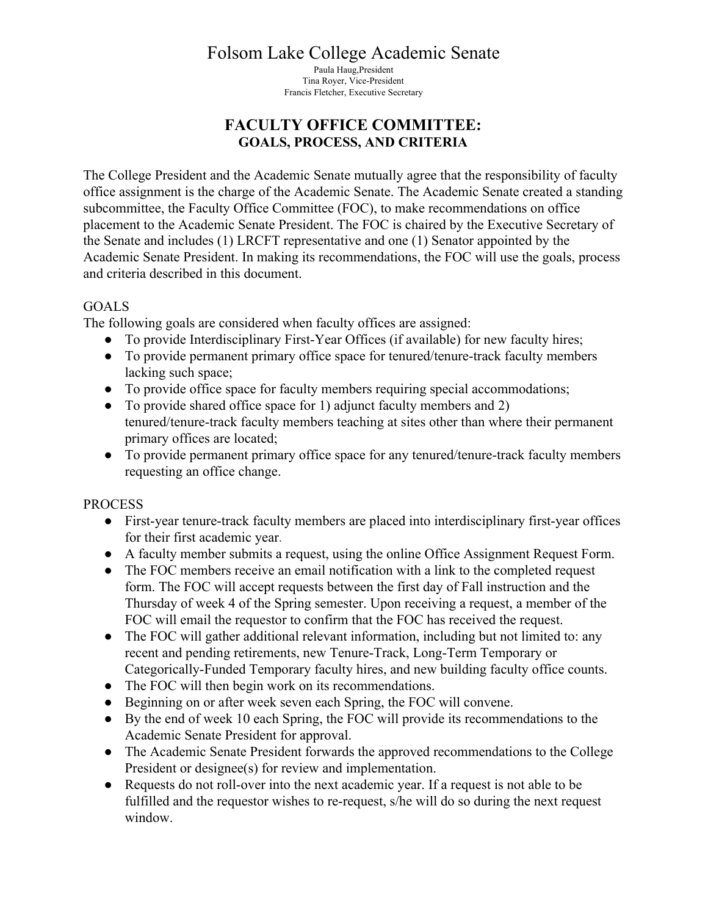# Folsom Lake College Academic Senate

Paula Haug,President
Tina Royer, Vice-President
Francis Fletcher, Executive Secretary

## FACULTY OFFICE COMMITTEE:
### GOALS, PROCESS, AND CRITERIA

The College President and the Academic Senate mutually agree that the responsibility of faculty office assignment is the charge of the Academic Senate. The Academic Senate created a standing subcommittee, the Faculty Office Committee (FOC), to make recommendations on office placement to the Academic Senate President. The FOC is chaired by the Executive Secretary of the Senate and includes (1) LRCFT representative and one (1) Senator appointed by the Academic Senate President. In making its recommendations, the FOC will use the goals, process and criteria described in this document.

GOALS

The following goals are considered when faculty offices are assigned:

- To provide Interdisciplinary First-Year Offices (if available) for new faculty hires;
- To provide permanent primary office space for tenured/tenure-track faculty members lacking such space;
- To provide office space for faculty members requiring special accommodations;
- To provide shared office space for 1) adjunct faculty members and 2) tenured/tenure-track faculty members teaching at sites other than where their permanent primary offices are located;
- To provide permanent primary office space for any tenured/tenure-track faculty members requesting an office change.

PROCESS

- First-year tenure-track faculty members are placed into interdisciplinary first-year offices for their first academic year.
- A faculty member submits a request, using the online Office Assignment Request Form.
- The FOC members receive an email notification with a link to the completed request form. The FOC will accept requests between the first day of Fall instruction and the Thursday of week 4 of the Spring semester. Upon receiving a request, a member of the FOC will email the requestor to confirm that the FOC has received the request.
- The FOC will gather additional relevant information, including but not limited to: any recent and pending retirements, new Tenure-Track, Long-Term Temporary or Categorically-Funded Temporary faculty hires, and new building faculty office counts.
- The FOC will then begin work on its recommendations.
- Beginning on or after week seven each Spring, the FOC will convene.
- By the end of week 10 each Spring, the FOC will provide its recommendations to the Academic Senate President for approval.
- The Academic Senate President forwards the approved recommendations to the College President or designee(s) for review and implementation.
- Requests do not roll-over into the next academic year. If a request is not able to be fulfilled and the requestor wishes to re-request, s/he will do so during the next request window.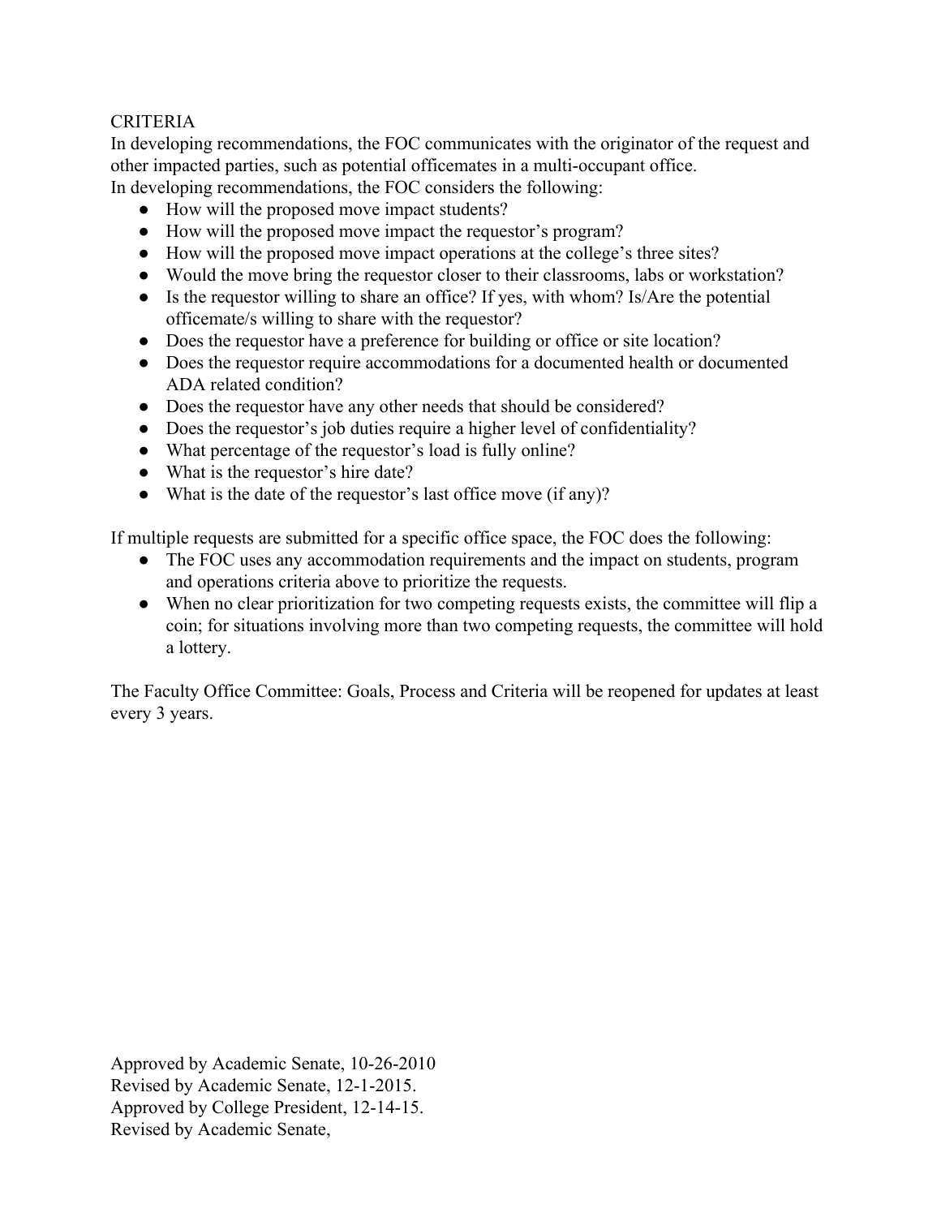## CRITERIA

In developing recommendations, the FOC communicates with the originator of the request and other impacted parties, such as potential officemates in a multi-occupant office.

In developing recommendations, the FOC considers the following:

- How will the proposed move impact students?
- How will the proposed move impact the requestor's program?
- How will the proposed move impact operations at the college's three sites?
- Would the move bring the requestor closer to their classrooms, labs or workstation?
- Is the requestor willing to share an office? If yes, with whom? Is/Are the potential officemate/s willing to share with the requestor?
- Does the requestor have a preference for building or office or site location?
- Does the requestor require accommodations for a documented health or documented ADA related condition?
- Does the requestor have any other needs that should be considered?
- Does the requestor's job duties require a higher level of confidentiality?
- What percentage of the requestor's load is fully online?
- What is the requestor's hire date?
- What is the date of the requestor's last office move (if any)?

If multiple requests are submitted for a specific office space, the FOC does the following:

- The FOC uses any accommodation requirements and the impact on students, program and operations criteria above to prioritize the requests.
- When no clear prioritization for two competing requests exists, the committee will flip a coin; for situations involving more than two competing requests, the committee will hold a lottery.

The Faculty Office Committee: Goals, Process and Criteria will be reopened for updates at least every 3 years.

Approved by Academic Senate, 10-26-2010
Revised by Academic Senate, 12-1-2015.
Approved by College President, 12-14-15.
Revised by Academic Senate,